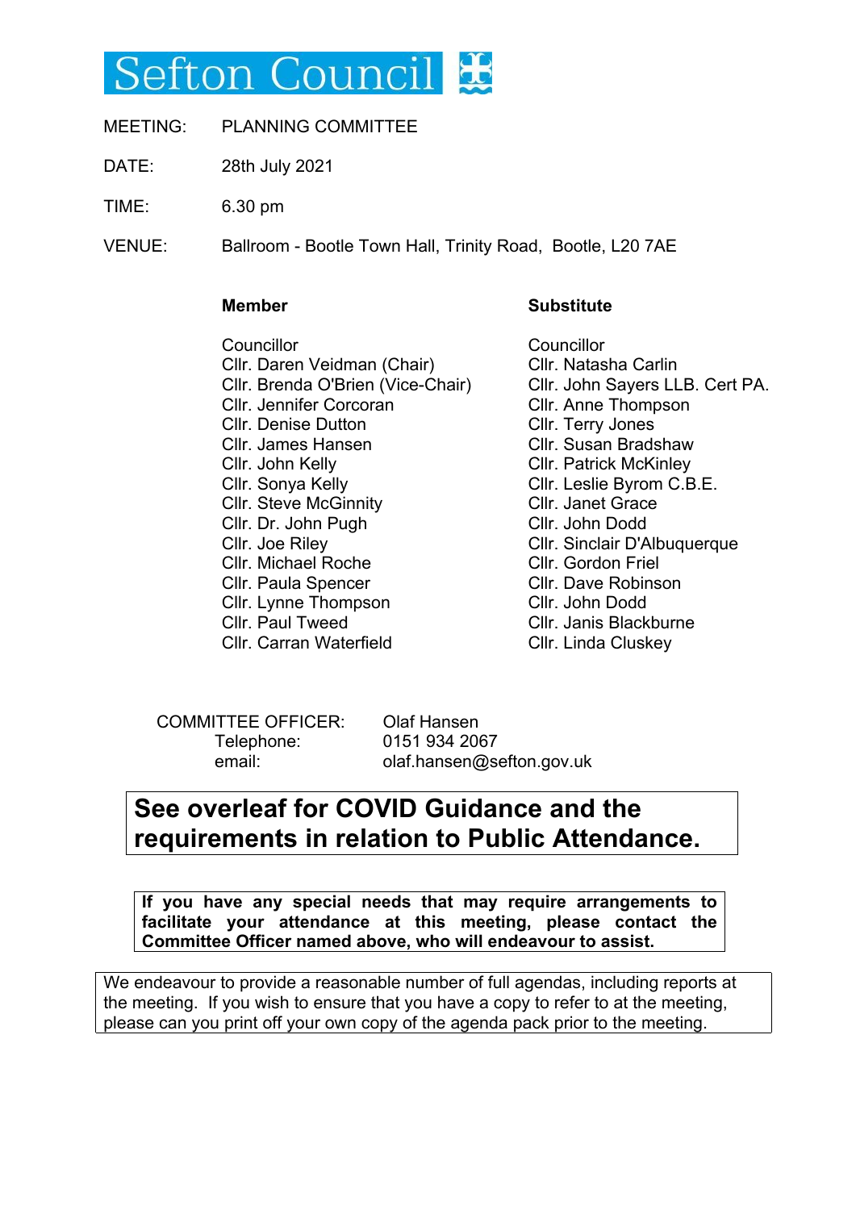# Sefton Council

| | |
|---|---|
| MEETING: | PLANNING COMMITTEE |
| DATE: | 28th July 2021 |
| TIME: | 6.30 pm |
| VENUE: | Ballroom - Bootle Town Hall, Trinity Road, Bootle, L20 7AE |

| **Member** | **Substitute** |
|---|---|
| Councillor | Councillor |
| Cllr. Daren Veidman (Chair) | Cllr. Natasha Carlin |
| Cllr. Brenda O'Brien (Vice-Chair) | Cllr. John Sayers LLB. Cert PA. |
| Cllr. Jennifer Corcoran | Cllr. Anne Thompson |
| Cllr. Denise Dutton | Cllr. Terry Jones |
| Cllr. James Hansen | Cllr. Susan Bradshaw |
| Cllr. John Kelly | Cllr. Patrick McKinley |
| Cllr. Sonya Kelly | Cllr. Leslie Byrom C.B.E. |
| Cllr. Steve McGinnity | Cllr. Janet Grace |
| Cllr. Dr. John Pugh | Cllr. John Dodd |
| Cllr. Joe Riley | Cllr. Sinclair D'Albuquerque |
| Cllr. Michael Roche | Cllr. Gordon Friel |
| Cllr. Paula Spencer | Cllr. Dave Robinson |
| Cllr. Lynne Thompson | Cllr. John Dodd |
| Cllr. Paul Tweed | Cllr. Janis Blackburne |
| Cllr. Carran Waterfield | Cllr. Linda Cluskey |

COMMITTEE OFFICER: Olaf Hansen
Telephone: 0151 934 2067
email: olaf.hansen@sefton.gov.uk

**See overleaf for COVID Guidance and the requirements in relation to Public Attendance.**

**If you have any special needs that may require arrangements to facilitate your attendance at this meeting, please contact the Committee Officer named above, who will endeavour to assist.**

We endeavour to provide a reasonable number of full agendas, including reports at the meeting. If you wish to ensure that you have a copy to refer to at the meeting, please can you print off your own copy of the agenda pack prior to the meeting.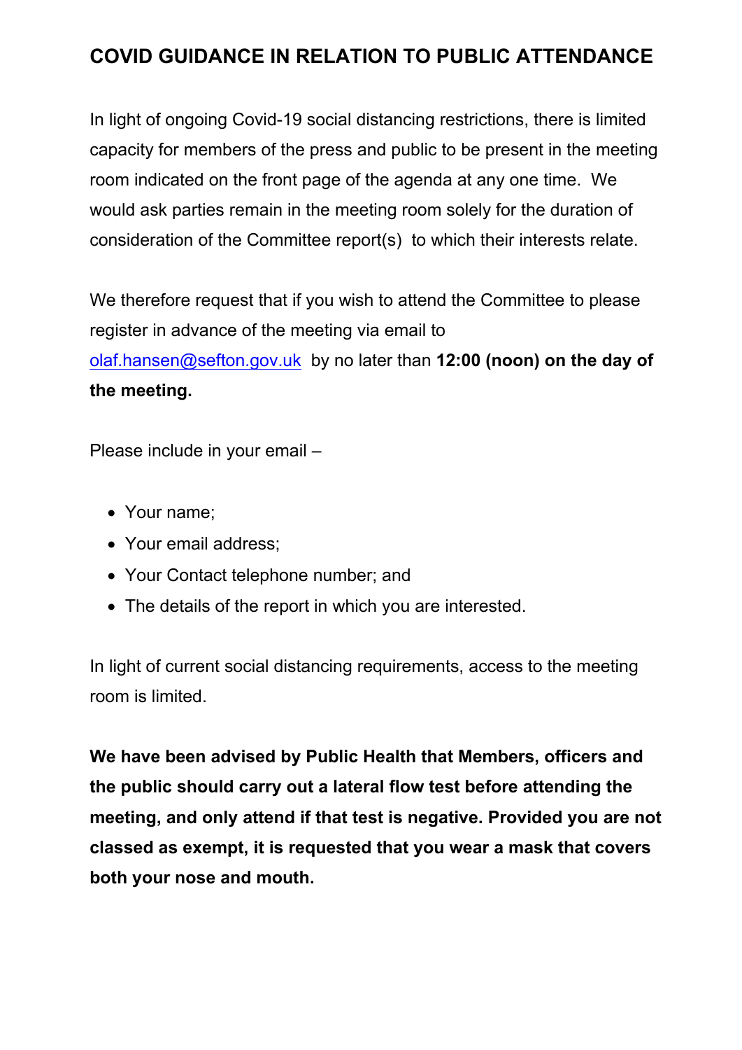# COVID GUIDANCE IN RELATION TO PUBLIC ATTENDANCE

In light of ongoing Covid-19 social distancing restrictions, there is limited capacity for members of the press and public to be present in the meeting room indicated on the front page of the agenda at any one time. We would ask parties remain in the meeting room solely for the duration of consideration of the Committee report(s) to which their interests relate.

We therefore request that if you wish to attend the Committee to please register in advance of the meeting via email to olaf.hansen@sefton.gov.uk by no later than **12:00 (noon) on the day of the meeting.**

Please include in your email –

- Your name;
- Your email address;
- Your Contact telephone number; and
- The details of the report in which you are interested.

In light of current social distancing requirements, access to the meeting room is limited.

**We have been advised by Public Health that Members, officers and the public should carry out a lateral flow test before attending the meeting, and only attend if that test is negative. Provided you are not classed as exempt, it is requested that you wear a mask that covers both your nose and mouth.**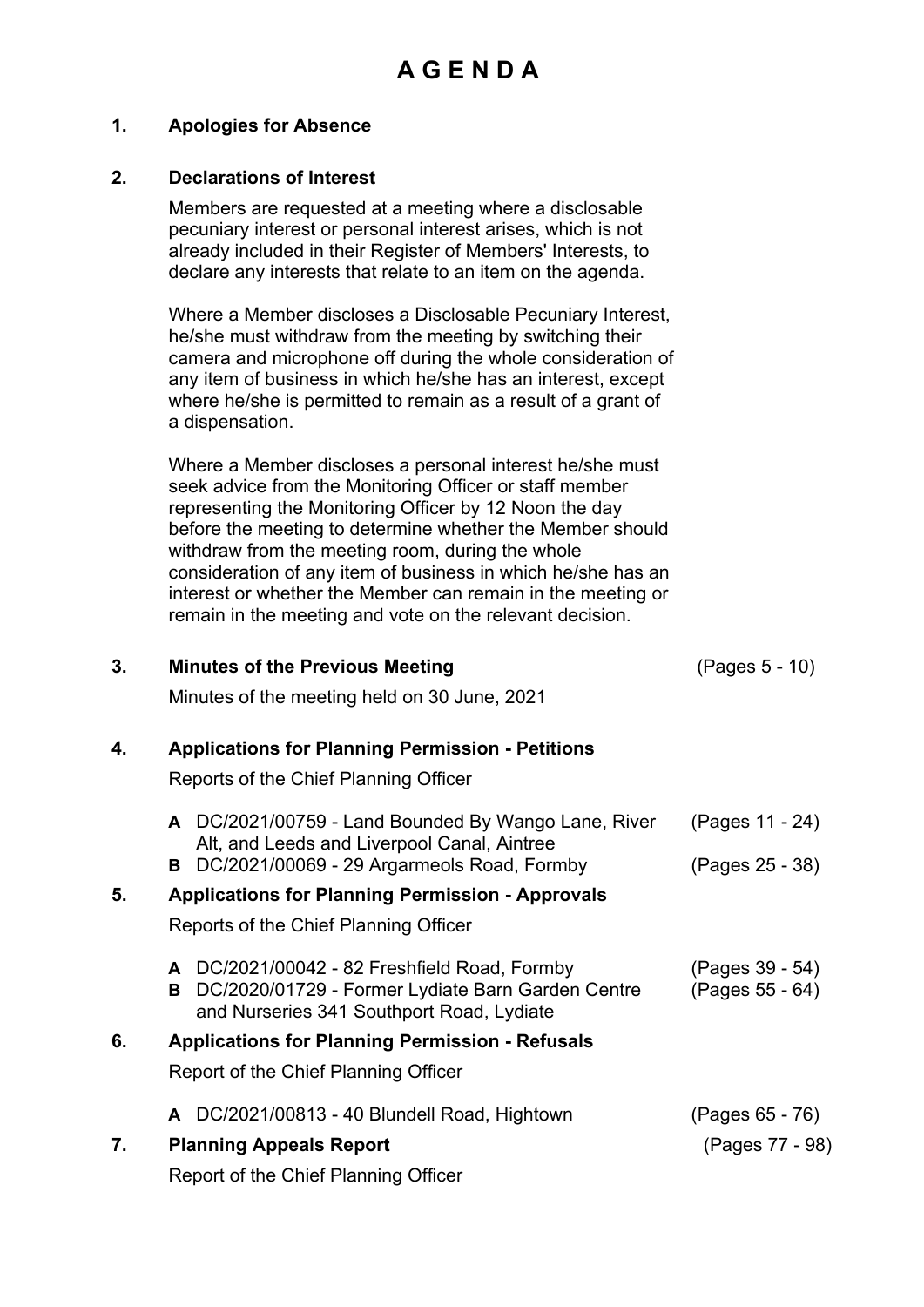# A G E N D A

**1. Apologies for Absence**

**2. Declarations of Interest**

Members are requested at a meeting where a disclosable pecuniary interest or personal interest arises, which is not already included in their Register of Members' Interests, to declare any interests that relate to an item on the agenda.

Where a Member discloses a Disclosable Pecuniary Interest, he/she must withdraw from the meeting by switching their camera and microphone off during the whole consideration of any item of business in which he/she has an interest, except where he/she is permitted to remain as a result of a grant of a dispensation.

Where a Member discloses a personal interest he/she must seek advice from the Monitoring Officer or staff member representing the Monitoring Officer by 12 Noon the day before the meeting to determine whether the Member should withdraw from the meeting room, during the whole consideration of any item of business in which he/she has an interest or whether the Member can remain in the meeting or remain in the meeting and vote on the relevant decision.

**3. Minutes of the Previous Meeting** (Pages 5 - 10)

Minutes of the meeting held on 30 June, 2021

**4. Applications for Planning Permission - Petitions**

Reports of the Chief Planning Officer

- **A** DC/2021/00759 - Land Bounded By Wango Lane, River Alt, and Leeds and Liverpool Canal, Aintree (Pages 11 - 24)
- **B** DC/2021/00069 - 29 Argarmeols Road, Formby (Pages 25 - 38)

**5. Applications for Planning Permission - Approvals**

Reports of the Chief Planning Officer

- **A** DC/2021/00042 - 82 Freshfield Road, Formby (Pages 39 - 54)
- **B** DC/2020/01729 - Former Lydiate Barn Garden Centre and Nurseries 341 Southport Road, Lydiate (Pages 55 - 64)

**6. Applications for Planning Permission - Refusals**

Report of the Chief Planning Officer

- **A** DC/2021/00813 - 40 Blundell Road, Hightown (Pages 65 - 76)

**7. Planning Appeals Report** (Pages 77 - 98)

Report of the Chief Planning Officer